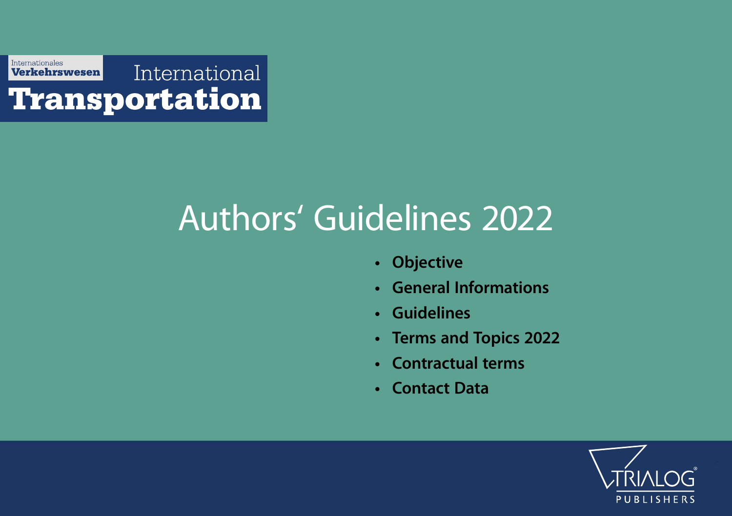Internationales **Verkehrswesen**

International **Transportation**

# Authors' Guidelines 2022

- **Objective**
- **General Informations**
- **Guidelines**
- **Terms and Topics 2022**
- **Contractual terms**
- **Contact Data**

TRIALOG® PUBLISHERS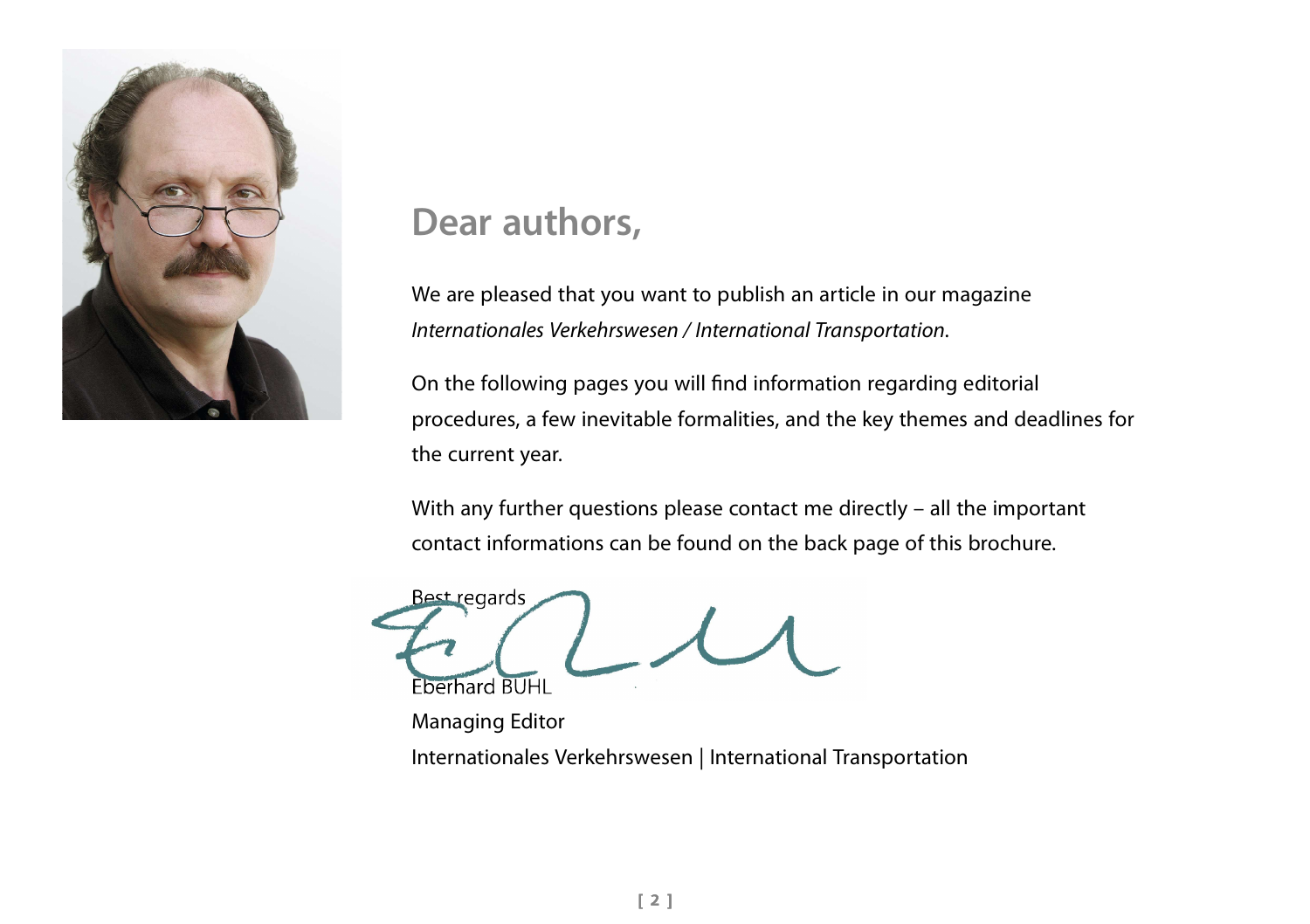## Dear authors,

We are pleased that you want to publish an article in our magazine *Internationales Verkehrswesen / International Transportation*.

On the following pages you will find information regarding editorial procedures, a few inevitable formalities, and the key themes and deadlines for the current year.

With any further questions please contact me directly – all the important contact informations can be found on the back page of this brochure.

Best regards

Eberhard BUHL
Managing Editor
Internationales Verkehrswesen | International Transportation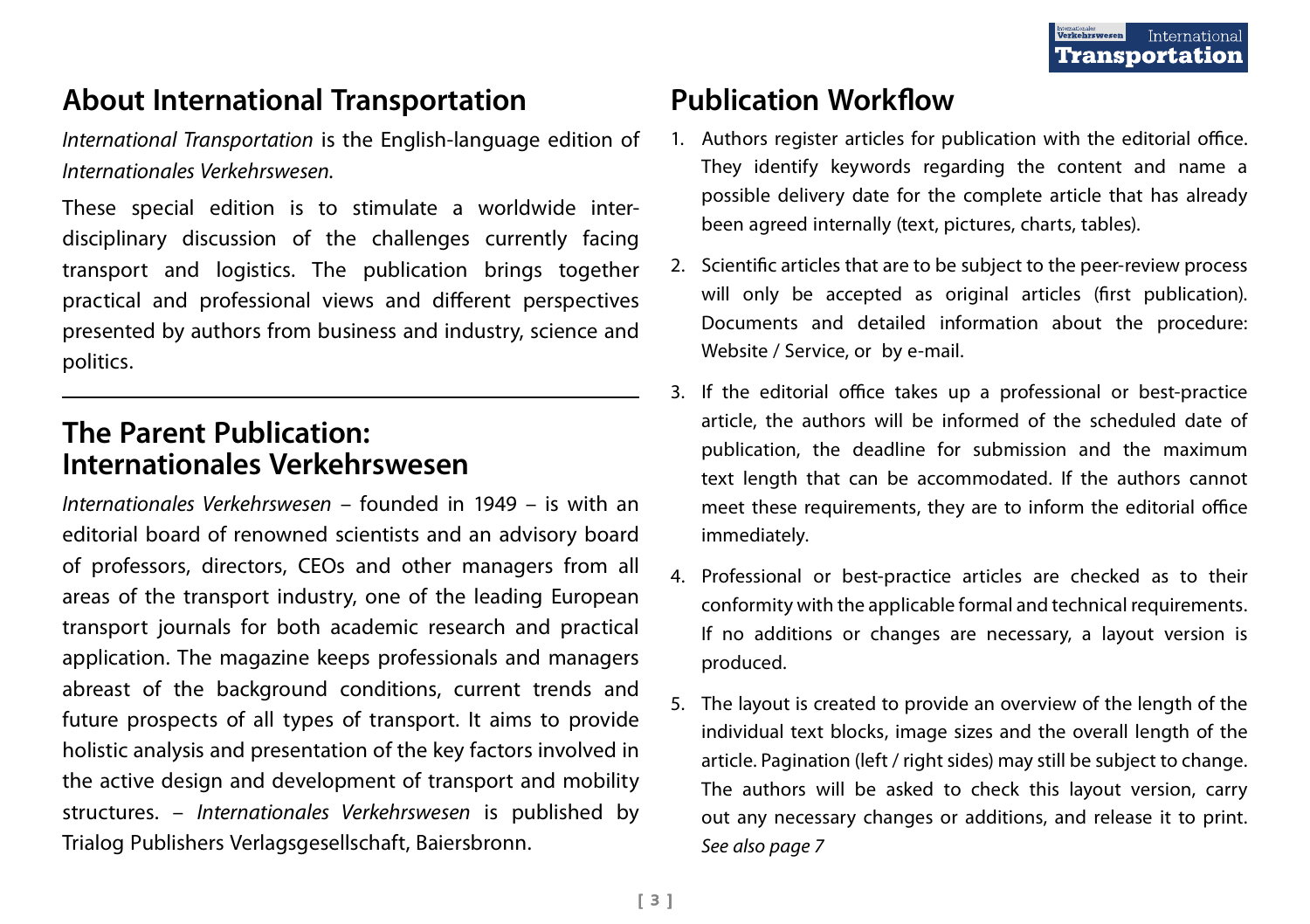## About International Transportation

*International Transportation* is the English-language edition of *Internationales Verkehrswesen.*

These special edition is to stimulate a worldwide interdisciplinary discussion of the challenges currently facing transport and logistics. The publication brings together practical and professional views and different perspectives presented by authors from business and industry, science and politics.

---

## The Parent Publication: Internationales Verkehrswesen

*Internationales Verkehrswesen* – founded in 1949 – is with an editorial board of renowned scientists and an advisory board of professors, directors, CEOs and other managers from all areas of the transport industry, one of the leading European transport journals for both academic research and practical application. The magazine keeps professionals and managers abreast of the background conditions, current trends and future prospects of all types of transport. It aims to provide holistic analysis and presentation of the key factors involved in the active design and development of transport and mobility structures. – *Internationales Verkehrswesen* is published by Trialog Publishers Verlagsgesellschaft, Baiersbronn.

## Publication Workflow

1. Authors register articles for publication with the editorial office. They identify keywords regarding the content and name a possible delivery date for the complete article that has already been agreed internally (text, pictures, charts, tables).

2. Scientific articles that are to be subject to the peer-review process will only be accepted as original articles (first publication). Documents and detailed information about the procedure: Website / Service, or by e-mail.

3. If the editorial office takes up a professional or best-practice article, the authors will be informed of the scheduled date of publication, the deadline for submission and the maximum text length that can be accommodated. If the authors cannot meet these requirements, they are to inform the editorial office immediately.

4. Professional or best-practice articles are checked as to their conformity with the applicable formal and technical requirements. If no additions or changes are necessary, a layout version is produced.

5. The layout is created to provide an overview of the length of the individual text blocks, image sizes and the overall length of the article. Pagination (left / right sides) may still be subject to change. The authors will be asked to check this layout version, carry out any necessary changes or additions, and release it to print. *See also page 7*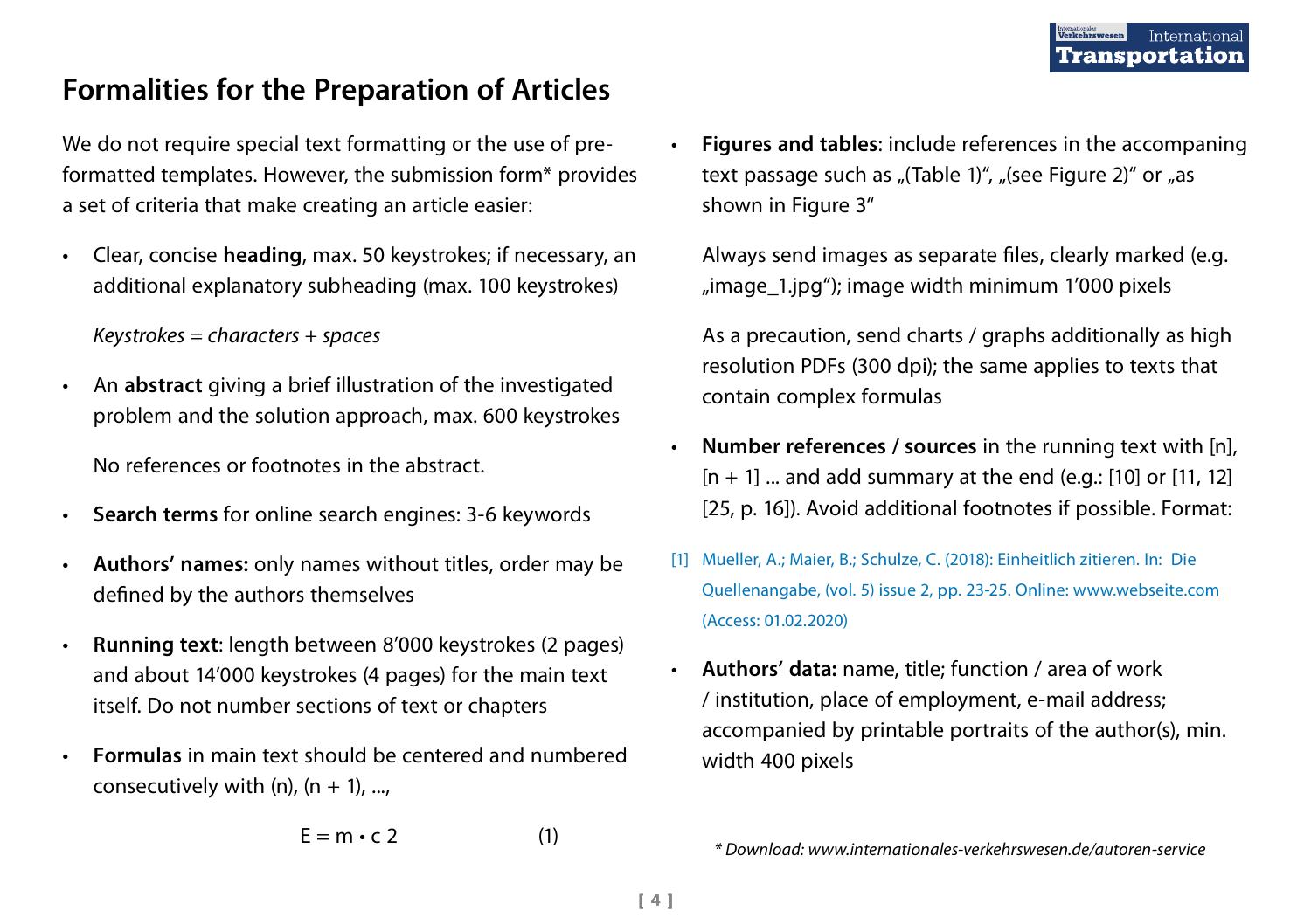# Formalities for the Preparation of Articles

We do not require special text formatting or the use of pre-formatted templates. However, the submission form* provides a set of criteria that make creating an article easier:

- Clear, concise **heading**, max. 50 keystrokes; if necessary, an additional explanatory subheading (max. 100 keystrokes)

  *Keystrokes = characters + spaces*

- An **abstract** giving a brief illustration of the investigated problem and the solution approach, max. 600 keystrokes

  No references or footnotes in the abstract.

- **Search terms** for online search engines: 3-6 keywords
- **Authors' names:** only names without titles, order may be defined by the authors themselves
- **Running text**: length between 8'000 keystrokes (2 pages) and about 14'000 keystrokes (4 pages) for the main text itself. Do not number sections of text or chapters
- **Formulas** in main text should be centered and numbered consecutively with (n), (n + 1), ...,

$$E = m \cdot c\ 2 \qquad (1)$$

- **Figures and tables**: include references in the accompaning text passage such as „(Table 1)“, „(see Figure 2)“ or „as shown in Figure 3“

  Always send images as separate files, clearly marked (e.g. „image_1.jpg“); image width minimum 1'000 pixels

  As a precaution, send charts / graphs additionally as high resolution PDFs (300 dpi); the same applies to texts that contain complex formulas

- **Number references / sources** in the running text with [n], [n + 1] ... and add summary at the end (e.g.: [10] or [11, 12] [25, p. 16]). Avoid additional footnotes if possible. Format:

[1] Mueller, A.; Maier, B.; Schulze, C. (2018): Einheitlich zitieren. In: Die Quellenangabe, (vol. 5) issue 2, pp. 23-25. Online: www.webseite.com (Access: 01.02.2020)

- **Authors' data:** name, title; function / area of work / institution, place of employment, e-mail address; accompanied by printable portraits of the author(s), min. width 400 pixels

*\* Download: www.internationales-verkehrswesen.de/autoren-service*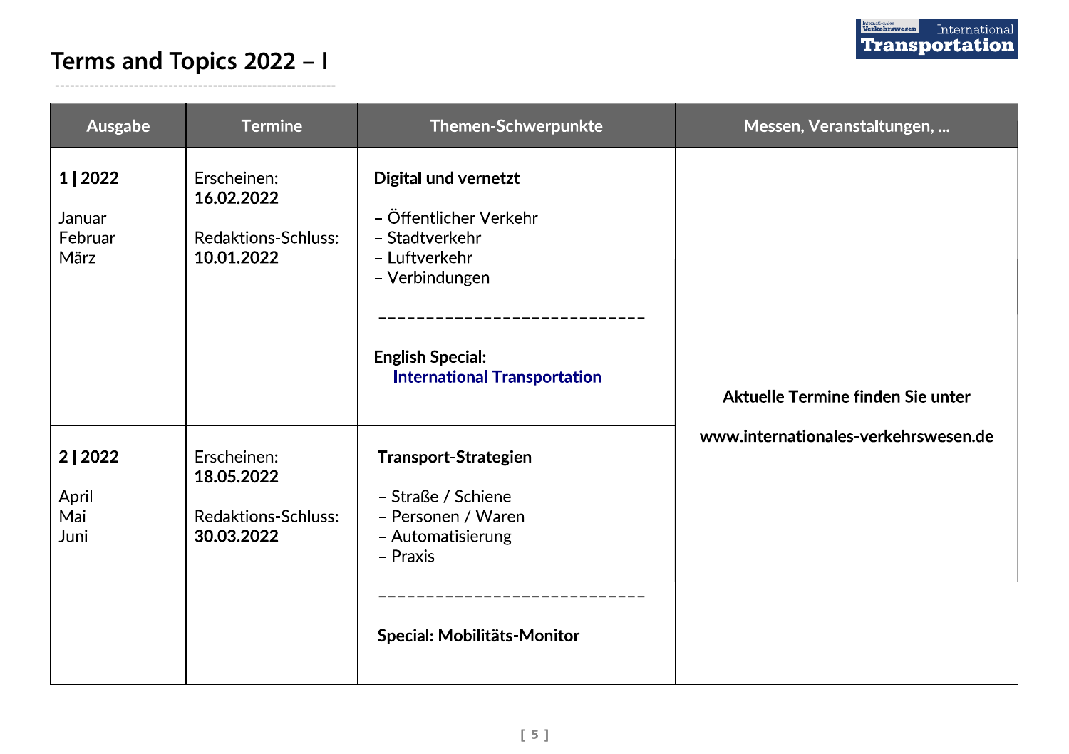# Terms and Topics 2022 – I

| Ausgabe | Termine | Themen-Schwerpunkte | Messen, Veranstaltungen, ... |
|---|---|---|---|
| **1 \| 2022**<br><br>Januar<br>Februar<br>März | Erscheinen:<br>**16.02.2022**<br><br>Redaktions-Schluss:<br>**10.01.2022** | **Digital und vernetzt**<br><br>– Öffentlicher Verkehr<br>– Stadtverkehr<br>– Luftverkehr<br>– Verbindungen<br><br>----------------------------<br><br>**English Special:**<br>**International Transportation** | **Aktuelle Termine finden Sie unter**<br><br>**www.internationales-verkehrswesen.de** |
| **2 \| 2022**<br><br>April<br>Mai<br>Juni | Erscheinen:<br>**18.05.2022**<br><br>Redaktions-Schluss:<br>**30.03.2022** | **Transport-Strategien**<br><br>– Straße / Schiene<br>– Personen / Waren<br>– Automatisierung<br>– Praxis<br><br>----------------------------<br><br>**Special: Mobilitäts-Monitor** | |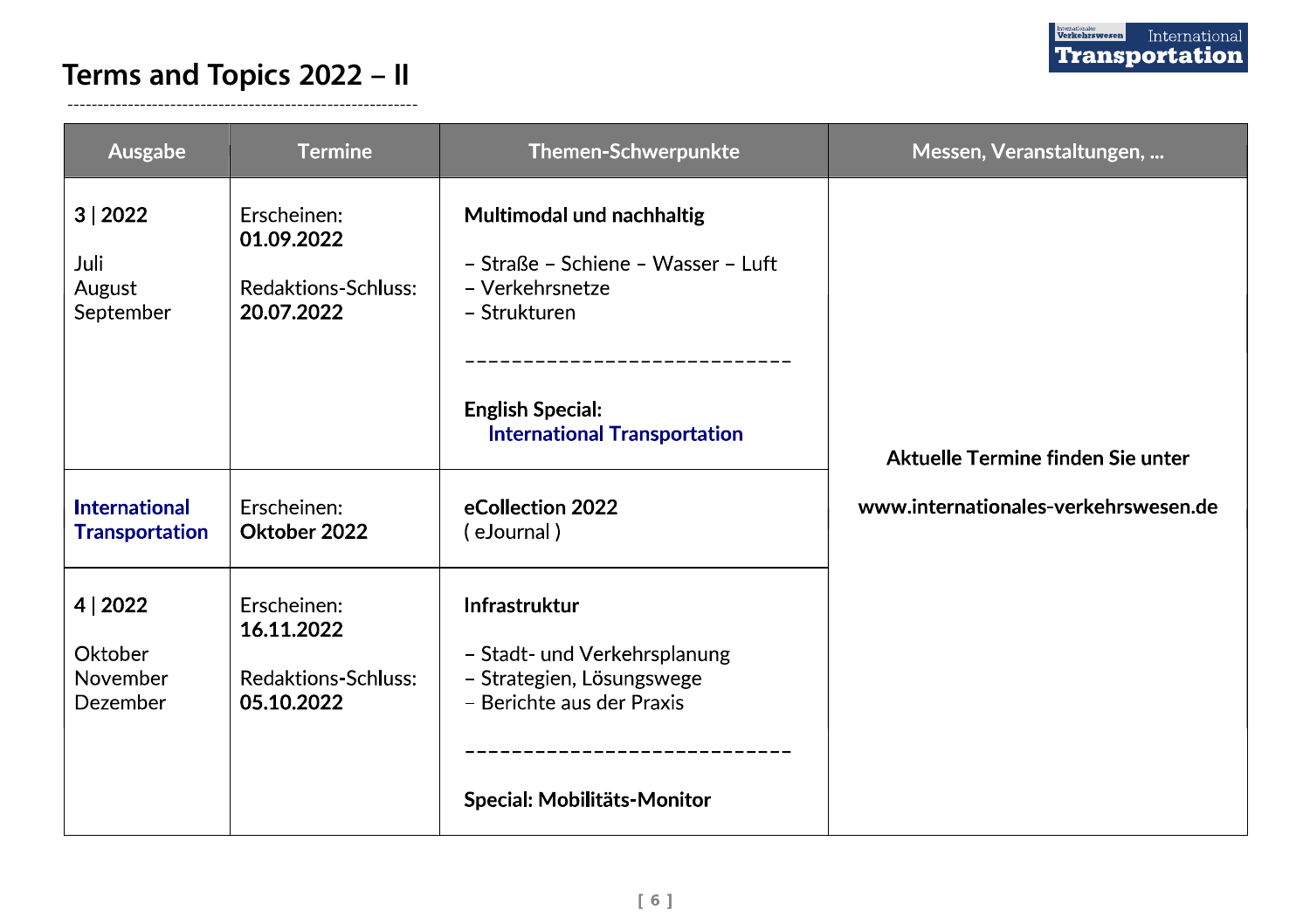# Terms and Topics 2022 – II

| Ausgabe | Termine | Themen-Schwerpunkte | Messen, Veranstaltungen, ... |
|---|---|---|---|
| **3 \| 2022**<br><br>Juli<br>August<br>September | Erscheinen:<br>**01.09.2022**<br><br>Redaktions-Schluss:<br>**20.07.2022** | **Multimodal und nachhaltig**<br><br>– Straße – Schiene – Wasser – Luft<br>– Verkehrsnetze<br>– Strukturen<br><br>----------------------------<br><br>**English Special:**<br>**International Transportation** | **Aktuelle Termine finden Sie unter**<br><br>**www.internationales-verkehrswesen.de** |
| **International Transportation** | Erscheinen:<br>**Oktober 2022** | **eCollection 2022**<br>( eJournal ) | |
| **4 \| 2022**<br><br>Oktober<br>November<br>Dezember | Erscheinen:<br>**16.11.2022**<br><br>Redaktions-Schluss:<br>**05.10.2022** | **Infrastruktur**<br><br>– Stadt- und Verkehrsplanung<br>– Strategien, Lösungswege<br>– Berichte aus der Praxis<br><br>----------------------------<br><br>**Special: Mobilitäts-Monitor** | |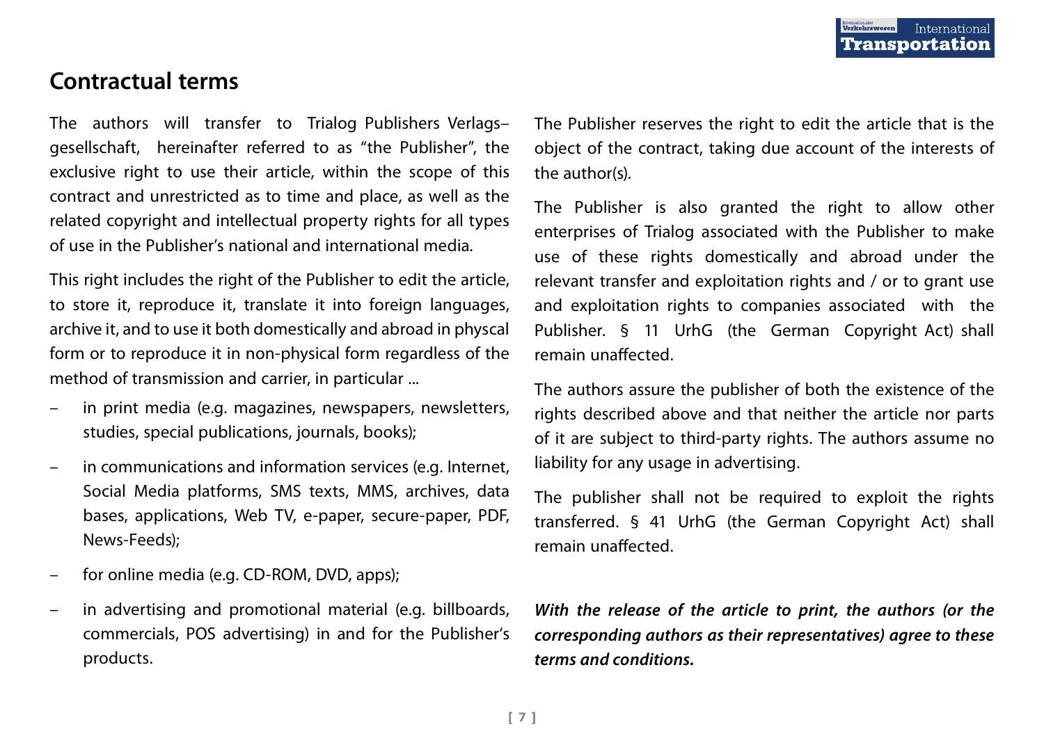## Contractual terms

The authors will transfer to Trialog Publishers Verlags–gesellschaft, hereinafter referred to as "the Publisher", the exclusive right to use their article, within the scope of this contract and unrestricted as to time and place, as well as the related copyright and intellectual property rights for all types of use in the Publisher's national and international media.

This right includes the right of the Publisher to edit the article, to store it, reproduce it, translate it into foreign languages, archive it, and to use it both domestically and abroad in physcal form or to reproduce it in non-physical form regardless of the method of transmission and carrier, in particular ...

– in print media (e.g. magazines, newspapers, newsletters, studies, special publications, journals, books);
– in communications and information services (e.g. Internet, Social Media platforms, SMS texts, MMS, archives, data bases, applications, Web TV, e-paper, secure-paper, PDF, News-Feeds);
– for online media (e.g. CD-ROM, DVD, apps);
– in advertising and promotional material (e.g. billboards, commercials, POS advertising) in and for the Publisher's products.

The Publisher reserves the right to edit the article that is the object of the contract, taking due account of the interests of the author(s).

The Publisher is also granted the right to allow other enterprises of Trialog associated with the Publisher to make use of these rights domestically and abroad under the relevant transfer and exploitation rights and / or to grant use and exploitation rights to companies associated with the Publisher. § 11 UrhG (the German Copyright Act) shall remain unaffected.

The authors assure the publisher of both the existence of the rights described above and that neither the article nor parts of it are subject to third-party rights. The authors assume no liability for any usage in advertising.

The publisher shall not be required to exploit the rights transferred. § 41 UrhG (the German Copyright Act) shall remain unaffected.

***With the release of the article to print, the authors (or the corresponding authors as their representatives) agree to these terms and conditions.***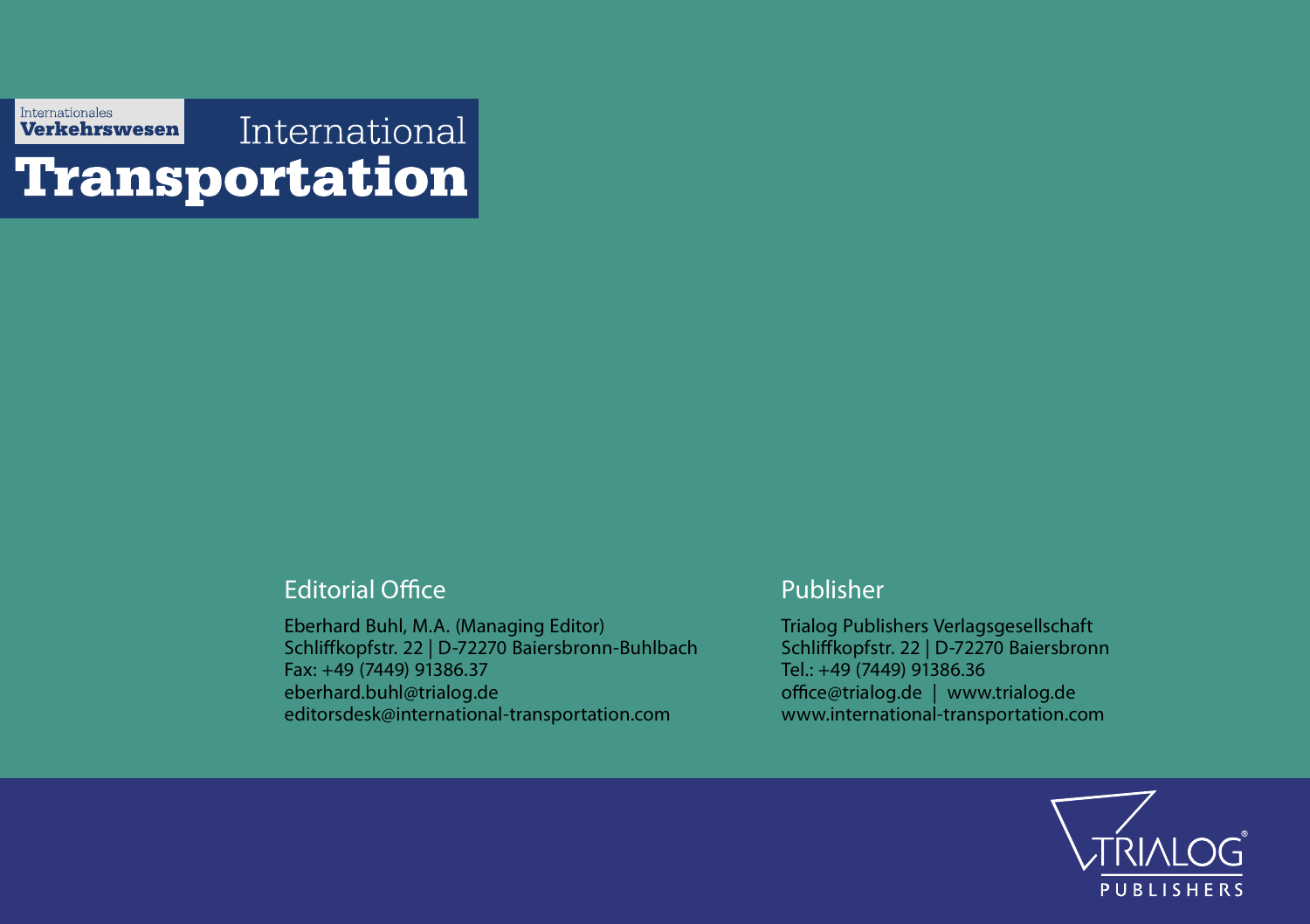Internationales
**Verkehrswesen**

International
**Transportation**

## Editorial Office

Eberhard Buhl, M.A. (Managing Editor)
Schliffkopfstr. 22 | D-72270 Baiersbronn-Buhlbach
Fax: +49 (7449) 91386.37
eberhard.buhl@trialog.de
editorsdesk@international-transportation.com

## Publisher

Trialog Publishers Verlagsgesellschaft
Schliffkopfstr. 22 | D-72270 Baiersbronn
Tel.: +49 (7449) 91386.36
office@trialog.de | www.trialog.de
www.international-transportation.com

TRIALOG®
PUBLISHERS